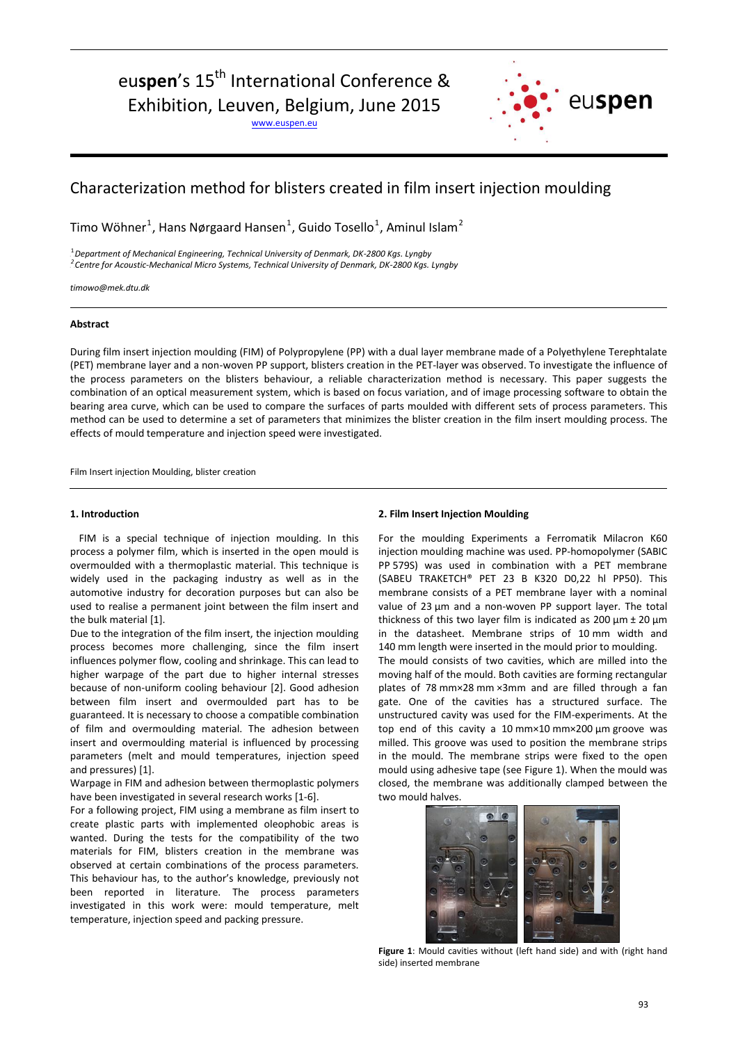euspen's 15th International Conference & Exhibition, Leuven, Belgium, June 2015

www.euspen.eu

# Characterization method for blisters created in film insert injection moulding

Timo Wöhner[1], Hans Nørgaard Hansen[1], Guido Tosello[1], Aminul Islam[2]

[1] *Department of Mechanical Engineering, Technical University of Denmark, DK-2800 Kgs. Lyngby*
[2] *Centre for Acoustic-Mechanical Micro Systems, Technical University of Denmark, DK-2800 Kgs. Lyngby*

*timowo@mek.dtu.dk*

### Abstract

During film insert injection moulding (FIM) of Polypropylene (PP) with a dual layer membrane made of a Polyethylene Terephtalate (PET) membrane layer and a non-woven PP support, blisters creation in the PET-layer was observed. To investigate the influence of the process parameters on the blisters behaviour, a reliable characterization method is necessary. This paper suggests the combination of an optical measurement system, which is based on focus variation, and of image processing software to obtain the bearing area curve, which can be used to compare the surfaces of parts moulded with different sets of process parameters. This method can be used to determine a set of parameters that minimizes the blister creation in the film insert moulding process. The effects of mould temperature and injection speed were investigated.

Film Insert injection Moulding, blister creation

### 1. Introduction

FIM is a special technique of injection moulding. In this process a polymer film, which is inserted in the open mould is overmoulded with a thermoplastic material. This technique is widely used in the packaging industry as well as in the automotive industry for decoration purposes but can also be used to realise a permanent joint between the film insert and the bulk material [1].

Due to the integration of the film insert, the injection moulding process becomes more challenging, since the film insert influences polymer flow, cooling and shrinkage. This can lead to higher warpage of the part due to higher internal stresses because of non-uniform cooling behaviour [2]. Good adhesion between film insert and overmoulded part has to be guaranteed. It is necessary to choose a compatible combination of film and overmoulding material. The adhesion between insert and overmoulding material is influenced by processing parameters (melt and mould temperatures, injection speed and pressures) [1].

Warpage in FIM and adhesion between thermoplastic polymers have been investigated in several research works [1-6].

For a following project, FIM using a membrane as film insert to create plastic parts with implemented oleophobic areas is wanted. During the tests for the compatibility of the two materials for FIM, blisters creation in the membrane was observed at certain combinations of the process parameters. This behaviour has, to the author's knowledge, previously not been reported in literature. The process parameters investigated in this work were: mould temperature, melt temperature, injection speed and packing pressure.

### 2. Film Insert Injection Moulding

For the moulding Experiments a Ferromatik Milacron K60 injection moulding machine was used. PP-homopolymer (SABIC PP 579S) was used in combination with a PET membrane (SABEU TRAKETCH® PET 23 B K320 D0,22 hl PP50). This membrane consists of a PET membrane layer with a nominal value of 23 µm and a non-woven PP support layer. The total thickness of this two layer film is indicated as 200 µm ± 20 µm in the datasheet. Membrane strips of 10 mm width and 140 mm length were inserted in the mould prior to moulding.

The mould consists of two cavities, which are milled into the moving half of the mould. Both cavities are forming rectangular plates of 78 mm×28 mm ×3mm and are filled through a fan gate. One of the cavities has a structured surface. The unstructured cavity was used for the FIM-experiments. At the top end of this cavity a 10 mm×10 mm×200 µm groove was milled. This groove was used to position the membrane strips in the mould. The membrane strips were fixed to the open mould using adhesive tape (see Figure 1). When the mould was closed, the membrane was additionally clamped between the two mould halves.

**Figure 1**: Mould cavities without (left hand side) and with (right hand side) inserted membrane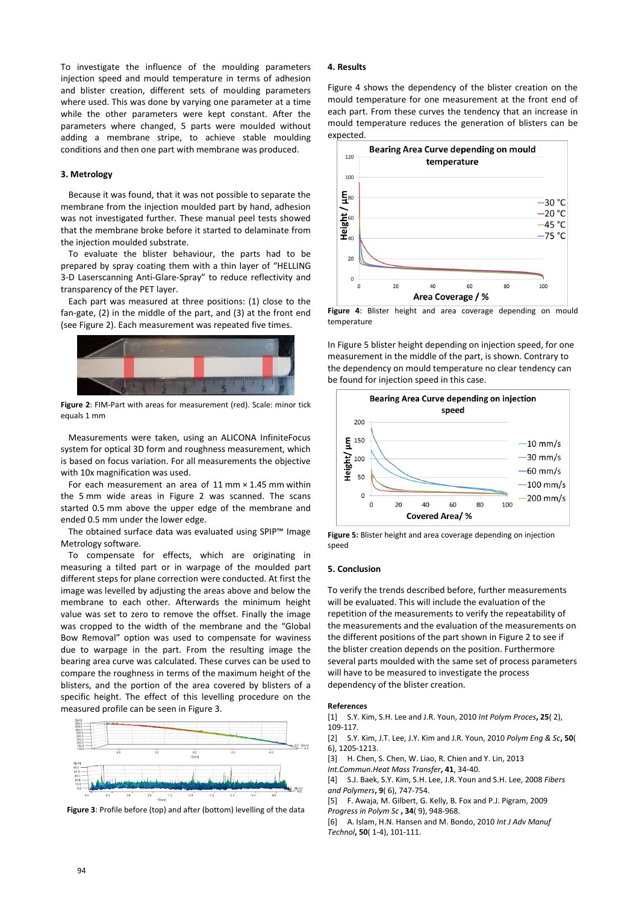To investigate the influence of the moulding parameters injection speed and mould temperature in terms of adhesion and blister creation, different sets of moulding parameters where used. This was done by varying one parameter at a time while the other parameters were kept constant. After the parameters where changed, 5 parts were moulded without adding a membrane stripe, to achieve stable moulding conditions and then one part with membrane was produced.

### 3. Metrology

Because it was found, that it was not possible to separate the membrane from the injection moulded part by hand, adhesion was not investigated further. These manual peel tests showed that the membrane broke before it started to delaminate from the injection moulded substrate.

To evaluate the blister behaviour, the parts had to be prepared by spray coating them with a thin layer of "HELLING 3-D Laserscanning Anti-Glare-Spray" to reduce reflectivity and transparency of the PET layer.

Each part was measured at three positions: (1) close to the fan-gate, (2) in the middle of the part, and (3) at the front end (see Figure 2). Each measurement was repeated five times.

**Figure 2**: FIM-Part with areas for measurement (red). Scale: minor tick equals 1 mm

Measurements were taken, using an ALICONA InfiniteFocus system for optical 3D form and roughness measurement, which is based on focus variation. For all measurements the objective with 10x magnification was used.

For each measurement an area of 11 mm × 1.45 mm within the 5 mm wide areas in Figure 2 was scanned. The scans started 0.5 mm above the upper edge of the membrane and ended 0.5 mm under the lower edge.

The obtained surface data was evaluated using SPIP™ Image Metrology software.

To compensate for effects, which are originating in measuring a tilted part or in warpage of the moulded part different steps for plane correction were conducted. At first the image was levelled by adjusting the areas above and below the membrane to each other. Afterwards the minimum height value was set to zero to remove the offset. Finally the image was cropped to the width of the membrane and the "Global Bow Removal" option was used to compensate for waviness due to warpage in the part. From the resulting image the bearing area curve was calculated. These curves can be used to compare the roughness in terms of the maximum height of the blisters, and the portion of the area covered by blisters of a specific height. The effect of this levelling procedure on the measured profile can be seen in Figure 3.

**Figure 3**: Profile before (top) and after (bottom) levelling of the data

### 4. Results

Figure 4 shows the dependency of the blister creation on the mould temperature for one measurement at the front end of each part. From these curves the tendency that an increase in mould temperature reduces the generation of blisters can be expected.

Bearing Area Curve depending on mould temperature

Height / µm

120
100
80
60
40
20
0

0 20 40 60 80 100

Area Coverage / %

30 °C
20 °C
45 °C
75 °C

**Figure 4**: Blister height and area coverage depending on mould temperature

In Figure 5 blister height depending on injection speed, for one measurement in the middle of the part, is shown. Contrary to the dependency on mould temperature no clear tendency can be found for injection speed in this case.

Bearing Area Curve depending on injection speed

Height/ µm

200
150
100
50
0

0 20 40 60 80 100

Covered Area/ %

10 mm/s
30 mm/s
60 mm/s
100 mm/s
200 mm/s

**Figure 5:** Blister height and area coverage depending on injection speed

### 5. Conclusion

To verify the trends described before, further measurements will be evaluated. This will include the evaluation of the repetition of the measurements to verify the repeatability of the measurements and the evaluation of the measurements on the different positions of the part shown in Figure 2 to see if the blister creation depends on the position. Furthermore several parts moulded with the same set of process parameters will have to be measured to investigate the process dependency of the blister creation.

### References

[1] S.Y. Kim, S.H. Lee and J.R. Youn, 2010 *Int Polym Proces*, **25**( 2), 109-117.

[2] S.Y. Kim, J.T. Lee, J.Y. Kim and J.R. Youn, 2010 *Polym Eng & Sc*, **50**( 6), 1205-1213.

[3] H. Chen, S. Chen, W. Liao, R. Chien and Y. Lin, 2013 *Int.Commun.Heat Mass Transfer*, **41**, 34-40.

[4] S.J. Baek, S.Y. Kim, S.H. Lee, J.R. Youn and S.H. Lee, 2008 *Fibers and Polymers*, **9**( 6), 747-754.

[5] F. Awaja, M. Gilbert, G. Kelly, B. Fox and P.J. Pigram, 2009 *Progress in Polym Sc* , **34**( 9), 948-968.

[6] A. Islam, H.N. Hansen and M. Bondo, 2010 *Int J Adv Manuf Technol*, **50**( 1-4), 101-111.